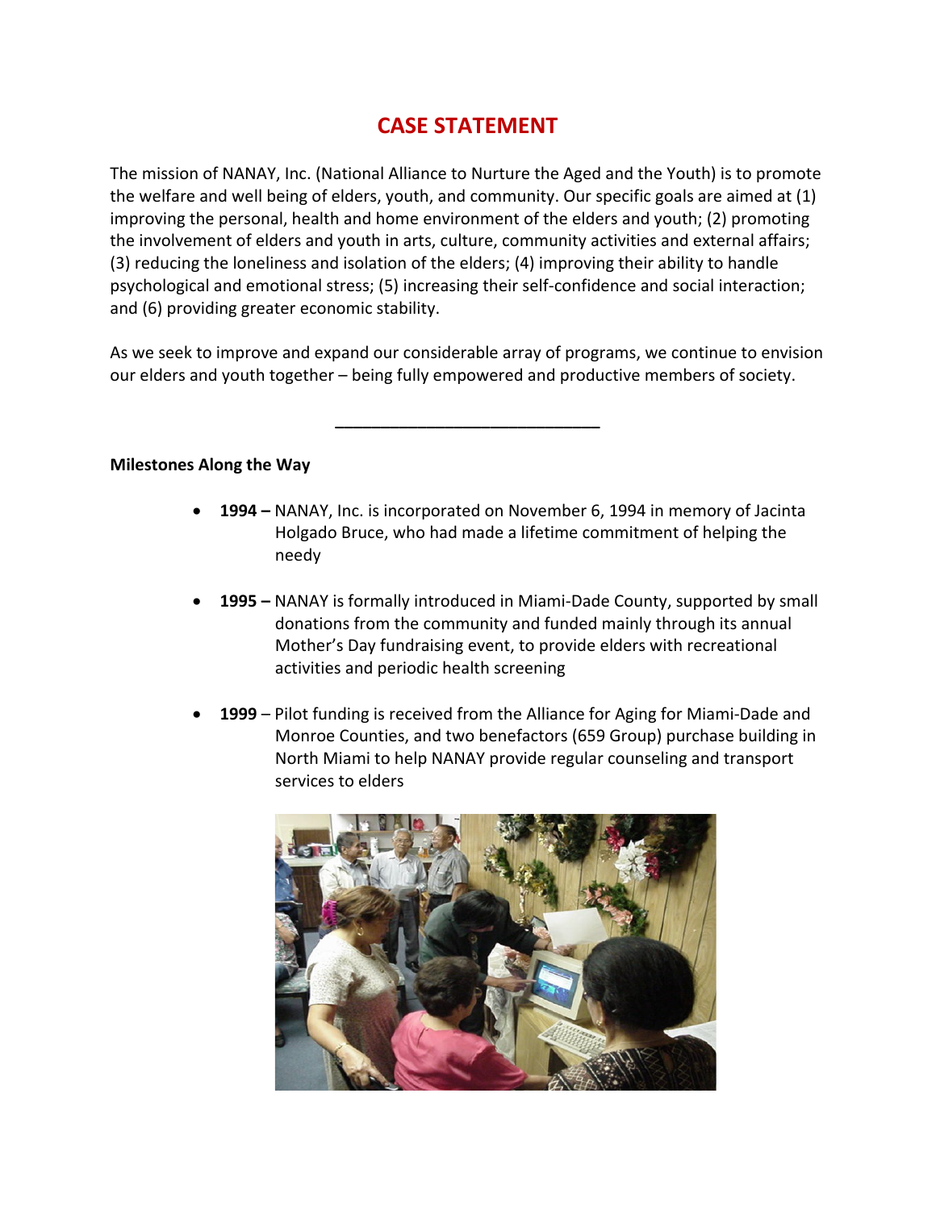# CASE STATEMENT

The mission of NANAY, Inc. (National Alliance to Nurture the Aged and the Youth) is to promote the welfare and well being of elders, youth, and community. Our specific goals are aimed at (1) improving the personal, health and home environment of the elders and youth; (2) promoting the involvement of elders and youth in arts, culture, community activities and external affairs; (3) reducing the loneliness and isolation of the elders; (4) improving their ability to handle psychological and emotional stress; (5) increasing their self-confidence and social interaction; and (6) providing greater economic stability.

As we seek to improve and expand our considerable array of programs, we continue to envision our elders and youth together – being fully empowered and productive members of society.

---

**Milestones Along the Way**

- **1994 –** NANAY, Inc. is incorporated on November 6, 1994 in memory of Jacinta Holgado Bruce, who had made a lifetime commitment of helping the needy
- **1995 –** NANAY is formally introduced in Miami-Dade County, supported by small donations from the community and funded mainly through its annual Mother's Day fundraising event, to provide elders with recreational activities and periodic health screening
- **1999** – Pilot funding is received from the Alliance for Aging for Miami-Dade and Monroe Counties, and two benefactors (659 Group) purchase building in North Miami to help NANAY provide regular counseling and transport services to elders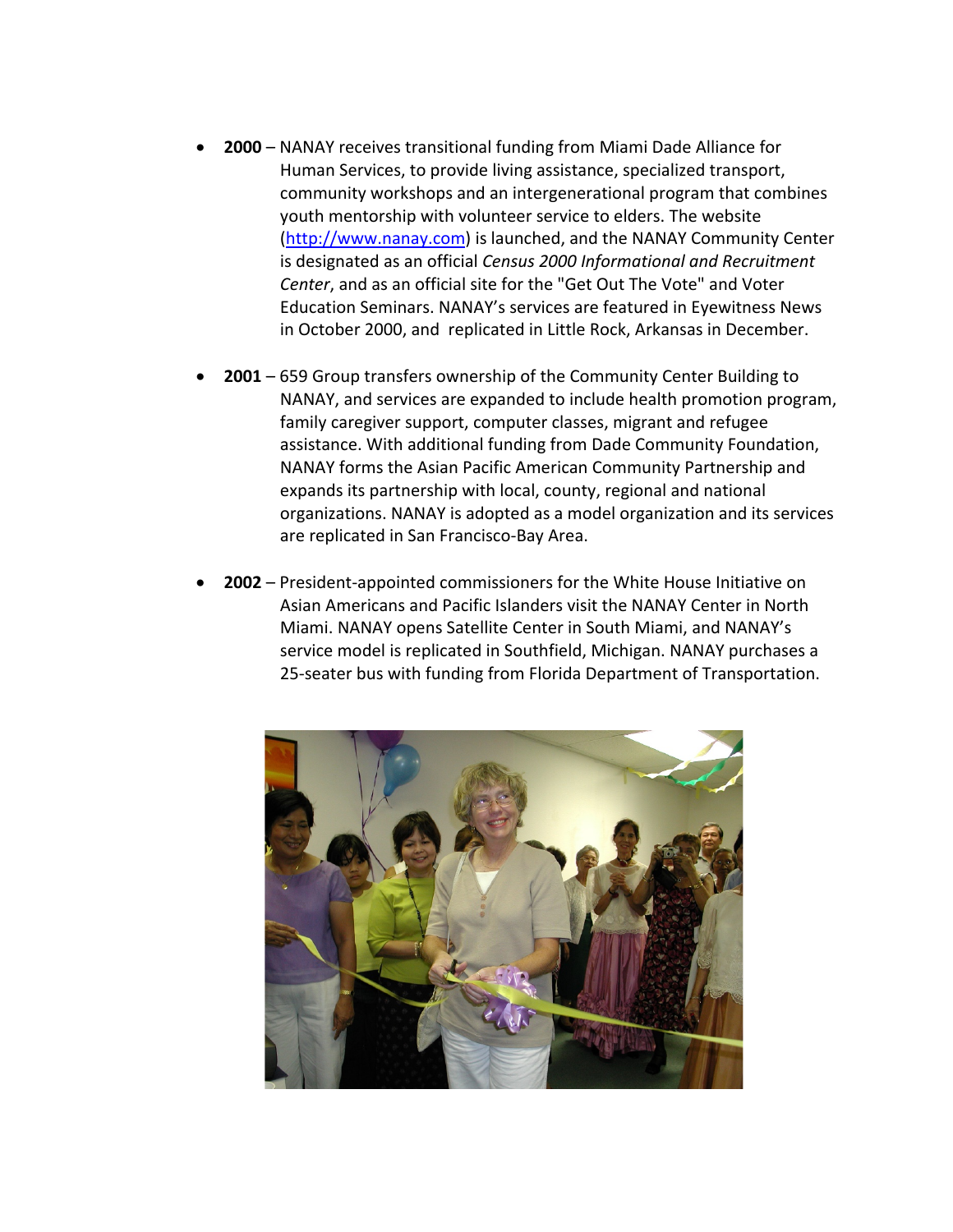- **2000** – NANAY receives transitional funding from Miami Dade Alliance for Human Services, to provide living assistance, specialized transport, community workshops and an intergenerational program that combines youth mentorship with volunteer service to elders. The website (http://www.nanay.com) is launched, and the NANAY Community Center is designated as an official *Census 2000 Informational and Recruitment Center*, and as an official site for the "Get Out The Vote" and Voter Education Seminars. NANAY's services are featured in Eyewitness News in October 2000, and replicated in Little Rock, Arkansas in December.

- **2001** – 659 Group transfers ownership of the Community Center Building to NANAY, and services are expanded to include health promotion program, family caregiver support, computer classes, migrant and refugee assistance. With additional funding from Dade Community Foundation, NANAY forms the Asian Pacific American Community Partnership and expands its partnership with local, county, regional and national organizations. NANAY is adopted as a model organization and its services are replicated in San Francisco-Bay Area.

- **2002** – President-appointed commissioners for the White House Initiative on Asian Americans and Pacific Islanders visit the NANAY Center in North Miami. NANAY opens Satellite Center in South Miami, and NANAY's service model is replicated in Southfield, Michigan. NANAY purchases a 25-seater bus with funding from Florida Department of Transportation.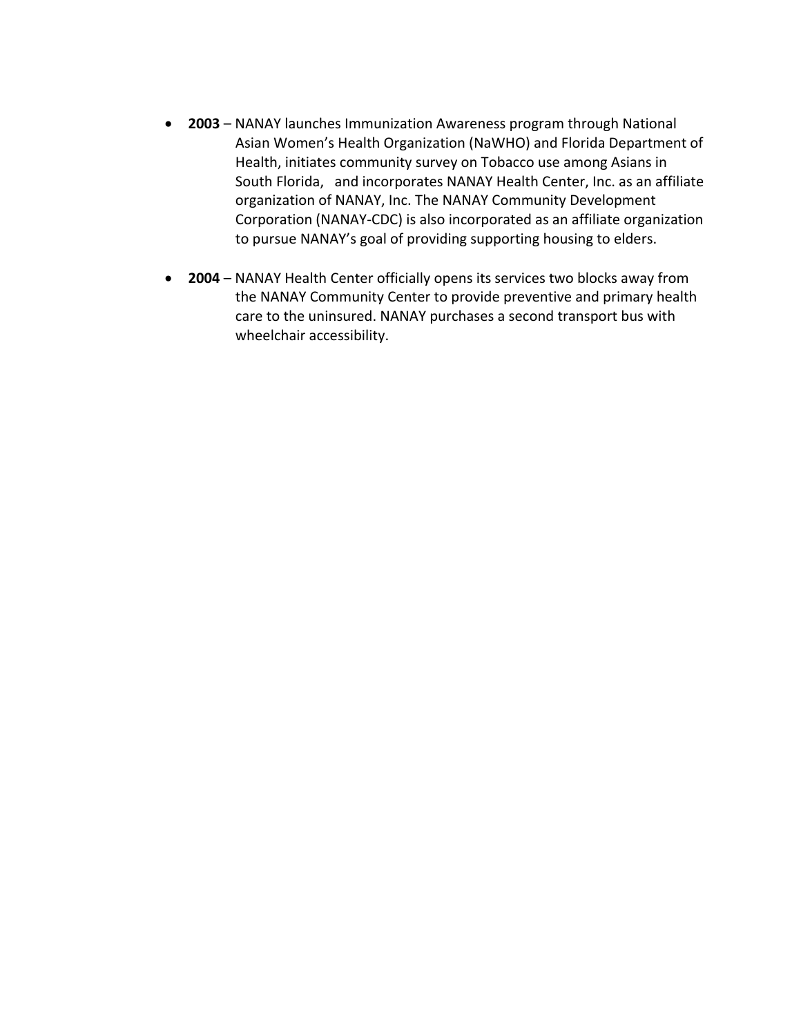- **2003** – NANAY launches Immunization Awareness program through National Asian Women's Health Organization (NaWHO) and Florida Department of Health, initiates community survey on Tobacco use among Asians in South Florida, and incorporates NANAY Health Center, Inc. as an affiliate organization of NANAY, Inc. The NANAY Community Development Corporation (NANAY-CDC) is also incorporated as an affiliate organization to pursue NANAY's goal of providing supporting housing to elders.

- **2004** – NANAY Health Center officially opens its services two blocks away from the NANAY Community Center to provide preventive and primary health care to the uninsured. NANAY purchases a second transport bus with wheelchair accessibility.